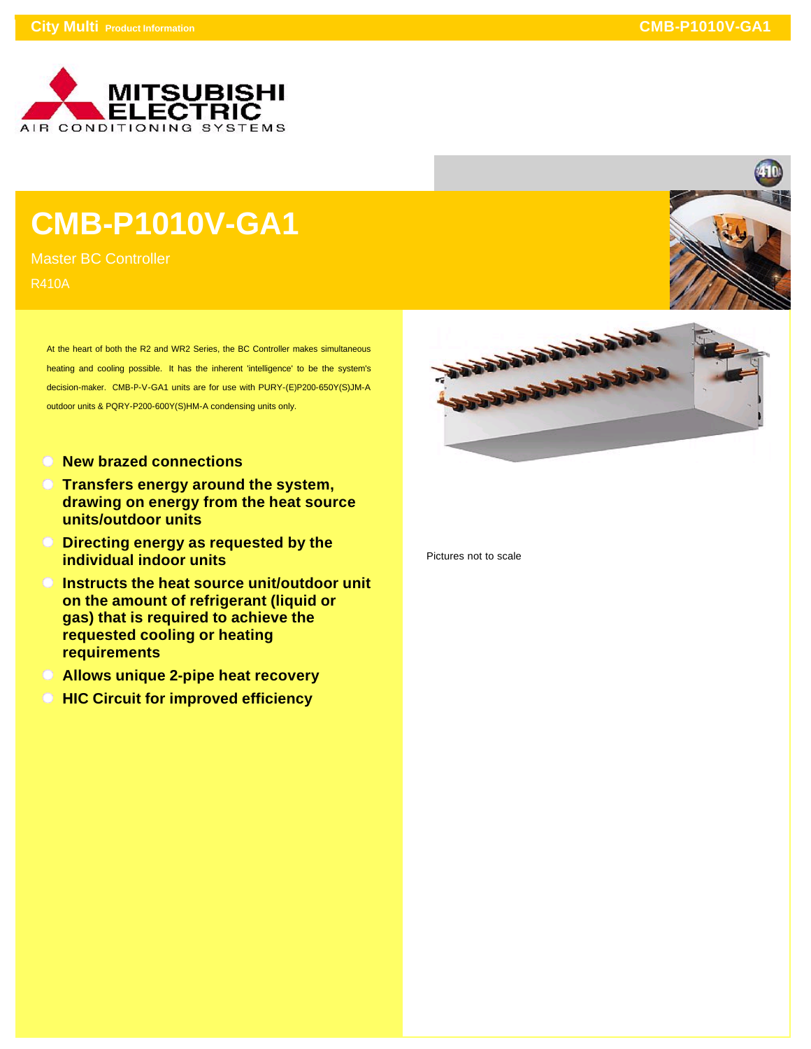MITSUBISHI ELECTRIC
AIR CONDITIONING SYSTEMS

# CMB-P1010V-GA1

Master BC Controller

R410A

At the heart of both the R2 and WR2 Series, the BC Controller makes simultaneous heating and cooling possible. It has the inherent 'intelligence' to be the system's decision-maker. CMB-P-V-GA1 units are for use with PURY-(E)P200-650Y(S)JM-A outdoor units & PQRY-P200-600Y(S)HM-A condensing units only.

- **New brazed connections**
- **Transfers energy around the system, drawing on energy from the heat source units/outdoor units**
- **Directing energy as requested by the individual indoor units**
- **Instructs the heat source unit/outdoor unit on the amount of refrigerant (liquid or gas) that is required to achieve the requested cooling or heating requirements**
- **Allows unique 2-pipe heat recovery**
- **HIC Circuit for improved efficiency**

Pictures not to scale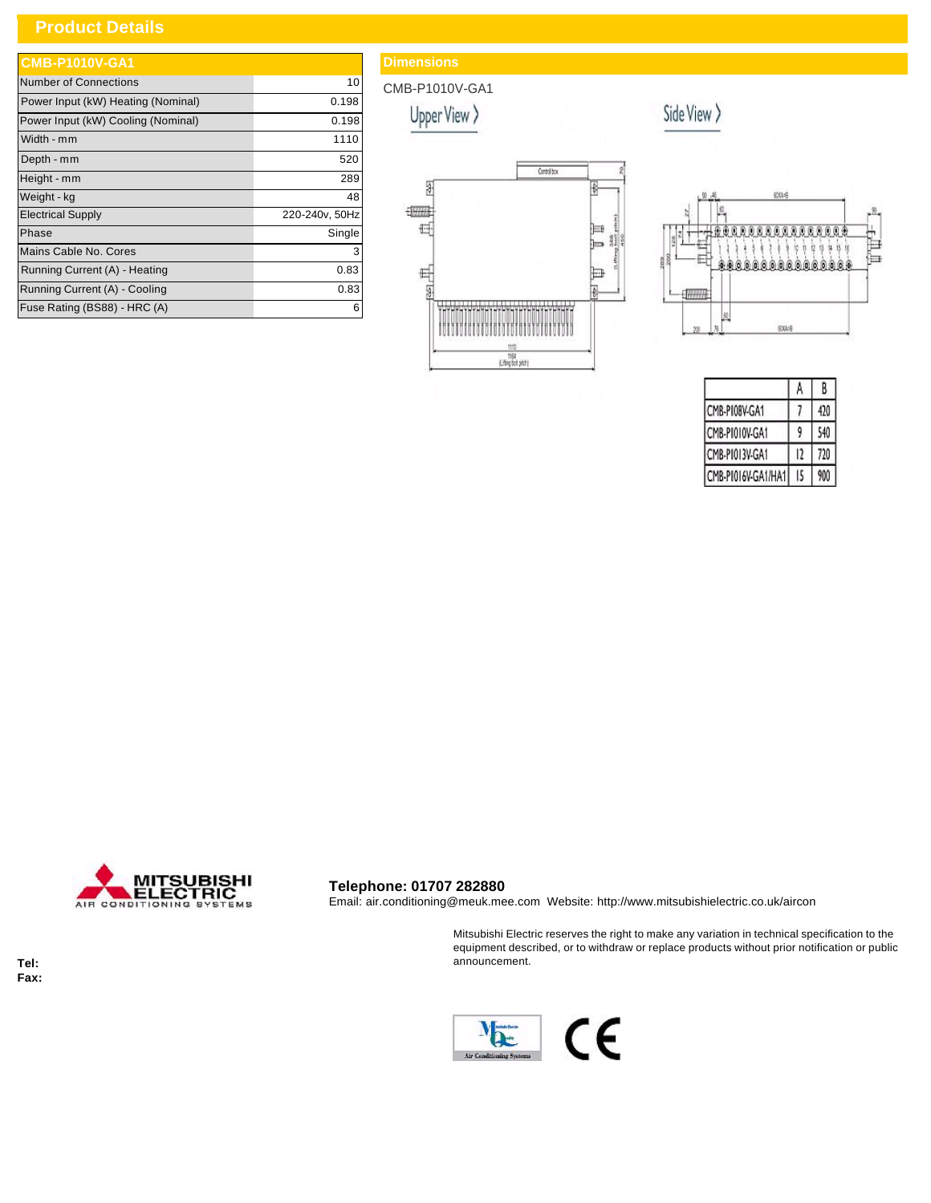## Product Details

| CMB-P1010V-GA1 | |
|---|---|
| Number of Connections | 10 |
| Power Input (kW) Heating (Nominal) | 0.198 |
| Power Input (kW) Cooling (Nominal) | 0.198 |
| Width - mm | 1110 |
| Depth - mm | 520 |
| Height - mm | 289 |
| Weight - kg | 48 |
| Electrical Supply | 220-240v, 50Hz |
| Phase | Single |
| Mains Cable No. Cores | 3 |
| Running Current (A) - Heating | 0.83 |
| Running Current (A) - Cooling | 0.83 |
| Fuse Rating (BS88) - HRC (A) | 6 |

### Dimensions

CMB-P1010V-GA1

Upper View

Side View

| | A | B |
|---|---|---|
| CMB-P108V-GA1 | 7 | 420 |
| CMB-P1010V-GA1 | 9 | 540 |
| CMB-P1013V-GA1 | 12 | 720 |
| CMB-P1016V-GA1/HA1 | 15 | 900 |

**Telephone: 01707 282880**

Email: air.conditioning@meuk.mee.com Website: http://www.mitsubishielectric.co.uk/aircon

Mitsubishi Electric reserves the right to make any variation in technical specification to the equipment described, or to withdraw or replace products without prior notification or public announcement.

**Tel:**

**Fax:**